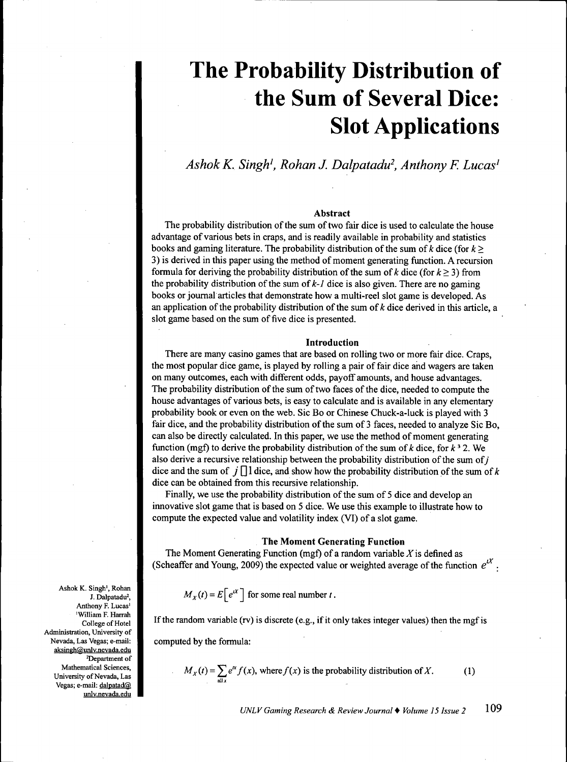# The Probability Distribution of the Sum of Several Dice: Slot Applications

*Ashok K. Singh[1], Rohan J. Dalpatadu[2], Anthony F. Lucas[1]*

### Abstract

The probability distribution of the sum of two fair dice is used to calculate the house advantage of various bets in craps, and is readily available in probability and statistics books and gaming literature. The probability distribution of the sum of $k$ dice (for $k \geq 3$) is derived in this paper using the method of moment generating function. A recursion formula for deriving the probability distribution of the sum of $k$ dice (for $k \geq 3$) from the probability distribution of the sum of $k$-$1$ dice is also given. There are no gaming books or journal articles that demonstrate how a multi-reel slot game is developed. As an application of the probability distribution of the sum of $k$ dice derived in this article, a slot game based on the sum of five dice is presented.

### Introduction

There are many casino games that are based on rolling two or more fair dice. Craps, the most popular dice game, is played by rolling a pair of fair dice and wagers are taken on many outcomes, each with different odds, payoff amounts, and house advantages. The probability distribution of the sum of two faces of the dice, needed to compute the house advantages of various bets, is easy to calculate and is available in any elementary probability book or even on the web. Sic Bo or Chinese Chuck-a-luck is played with 3 fair dice, and the probability distribution of the sum of 3 faces, needed to analyze Sic Bo, can also be directly calculated. In this paper, we use the method of moment generating function (mgf) to derive the probability distribution of the sum of $k$ dice, for $k$ ³ 2. We also derive a recursive relationship between the probability distribution of the sum of $j$ dice and the sum of $j$ □ 1 dice, and show how the probability distribution of the sum of $k$ dice can be obtained from this recursive relationship.

Finally, we use the probability distribution of the sum of 5 dice and develop an innovative slot game that is based on 5 dice. We use this example to illustrate how to compute the expected value and volatility index (VI) of a slot game.

### The Moment Generating Function

The Moment Generating Function (mgf) of a random variable $X$ is defined as (Scheaffer and Young, 2009) the expected value or weighted average of the function $e^{tX}$:

$$M_X(t) = E\left[e^{tX}\right] \text{ for some real number } t.$$

If the random variable (rv) is discrete (e.g., if it only takes integer values) then the mgf is computed by the formula:

$$M_X(t) = \sum_{\text{all } x} e^{tx} f(x), \text{ where } f(x) \text{ is the probability distribution of } X. \qquad (1)$$

Ashok K. Singh[1], Rohan J. Dalpatadu[2], Anthony F. Lucas[1]
[1]William F. Harrah College of Hotel Administration, University of Nevada, Las Vegas; e-mail: aksingh@unlv.nevada.edu
[2]Department of Mathematical Sciences, University of Nevada, Las Vegas; e-mail: dalpatad@unlv.nevada.edu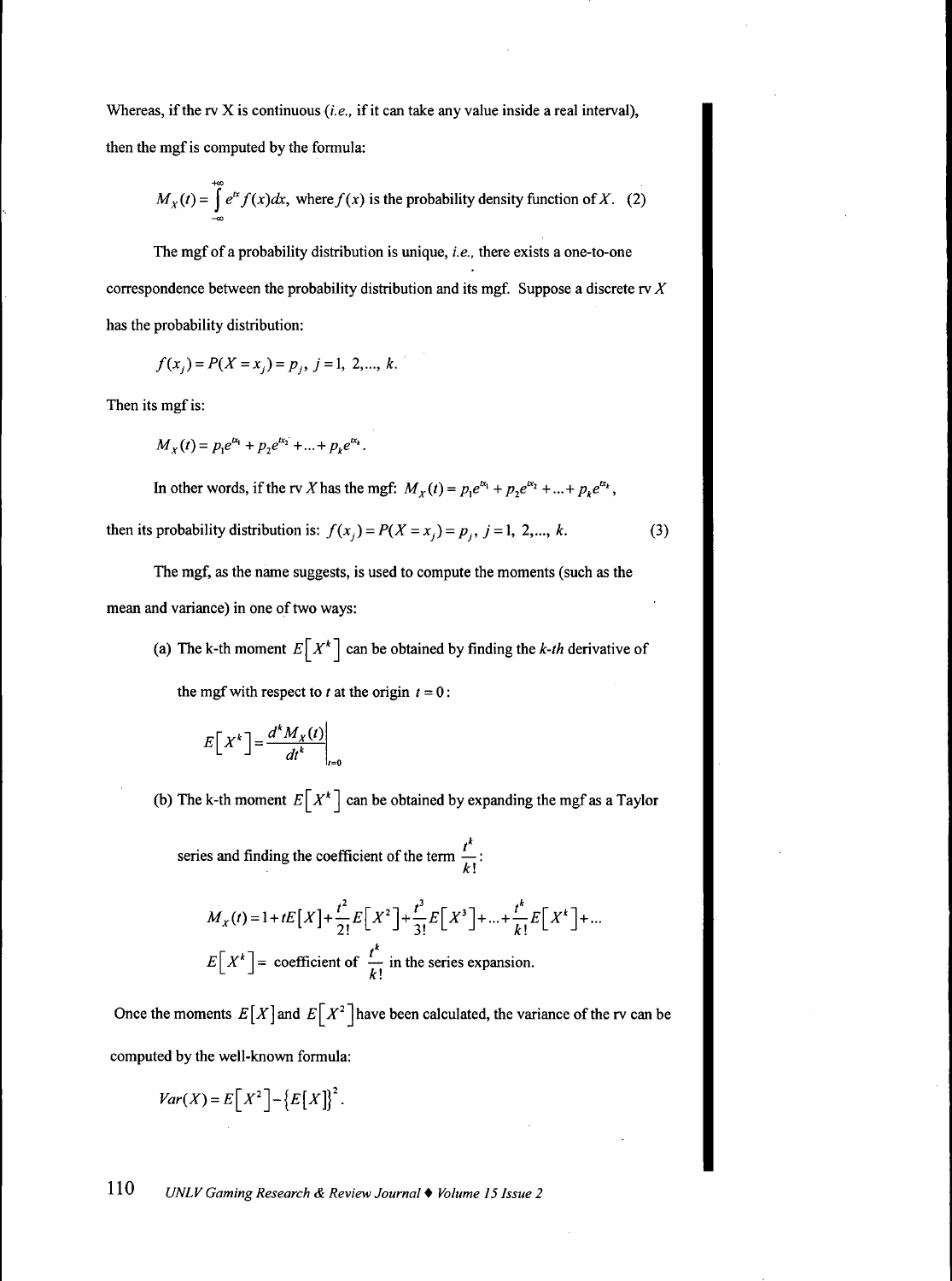Whereas, if the rv X is continuous (*i.e.,* if it can take any value inside a real interval), then the mgf is computed by the formula:

$$M_X(t) = \int_{-\infty}^{+\infty} e^{tx} f(x)dx, \text{ where } f(x) \text{ is the probability density function of } X. \quad (2)$$

The mgf of a probability distribution is unique, *i.e.,* there exists a one-to-one correspondence between the probability distribution and its mgf. Suppose a discrete rv $X$ has the probability distribution:

$$f(x_j) = P(X = x_j) = p_j, \; j = 1, 2, ..., k.$$

Then its mgf is:

$$M_X(t) = p_1 e^{tx_1} + p_2 e^{tx_2} + ... + p_k e^{tx_k}.$$

In other words, if the rv $X$ has the mgf: $M_X(t) = p_1 e^{tx_1} + p_2 e^{tx_2} + ... + p_k e^{tx_k}$,

then its probability distribution is: $f(x_j) = P(X = x_j) = p_j, \; j = 1, 2, ..., k.$ (3)

The mgf, as the name suggests, is used to compute the moments (such as the mean and variance) in one of two ways:

(a) The k-th moment $E\left[X^k\right]$ can be obtained by finding the *k-th* derivative of the mgf with respect to $t$ at the origin $t = 0$:

$$E\left[X^k\right] = \left.\frac{d^k M_X(t)}{dt^k}\right|_{t=0}$$

(b) The k-th moment $E\left[X^k\right]$ can be obtained by expanding the mgf as a Taylor series and finding the coefficient of the term $\frac{t^k}{k!}$:

$$M_X(t) = 1 + tE[X] + \frac{t^2}{2!}E\left[X^2\right] + \frac{t^3}{3!}E\left[X^3\right] + ... + \frac{t^k}{k!}E\left[X^k\right] + ...$$

$$E\left[X^k\right] = \text{ coefficient of } \frac{t^k}{k!} \text{ in the series expansion.}$$

Once the moments $E[X]$ and $E\left[X^2\right]$ have been calculated, the variance of the rv can be computed by the well-known formula:

$$Var(X) = E\left[X^2\right] - \{E[X]\}^2.$$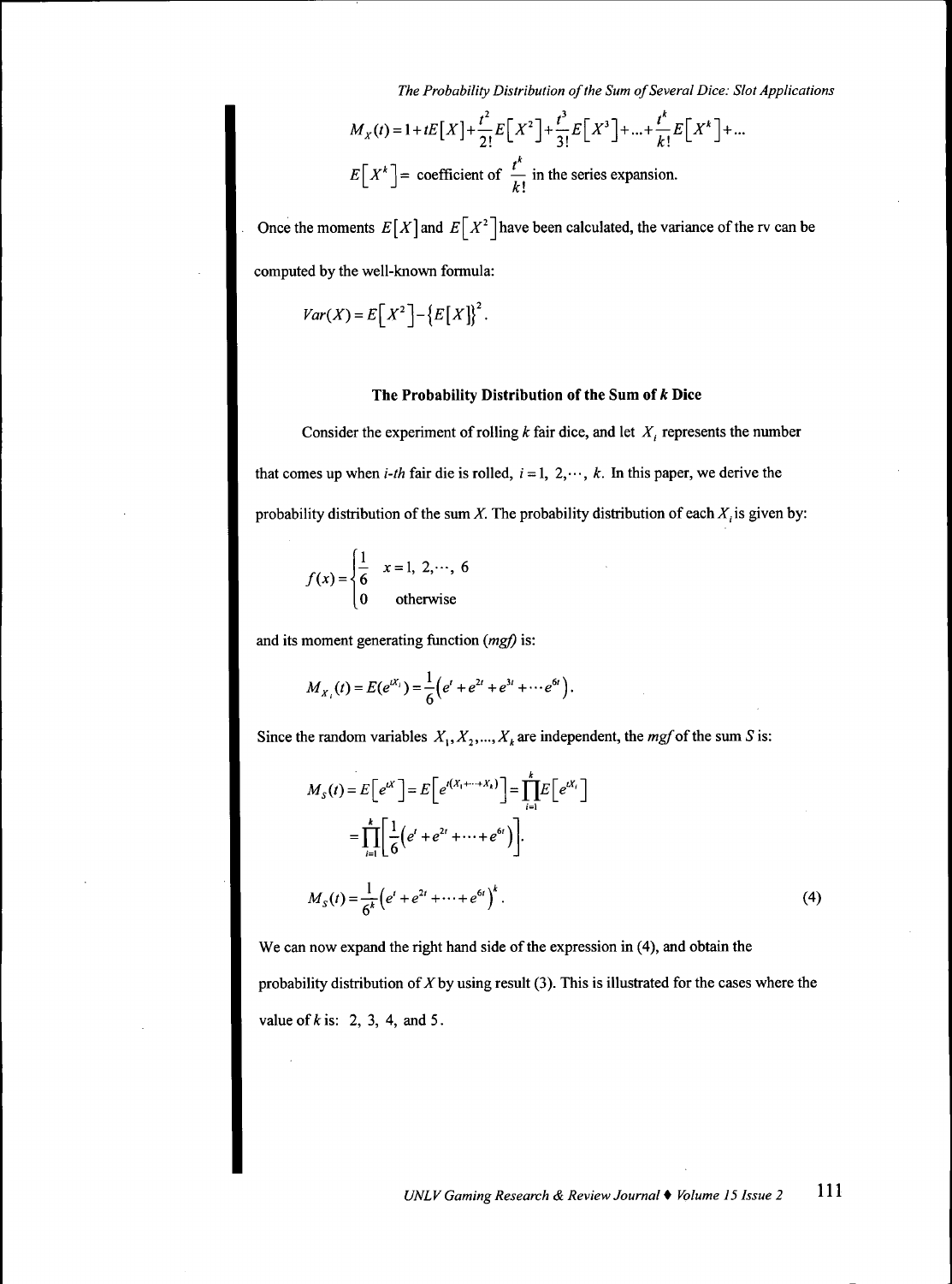$$M_X(t) = 1 + tE[X] + \frac{t^2}{2!}E[X^2] + \frac{t^3}{3!}E[X^3] + ... + \frac{t^k}{k!}E[X^k] + ...$$

$$E[X^k] = \text{ coefficient of } \frac{t^k}{k!} \text{ in the series expansion.}$$

Once the moments $E[X]$ and $E[X^2]$ have been calculated, the variance of the rv can be computed by the well-known formula:

$$Var(X) = E[X^2] - \{E[X]\}^2.$$

## The Probability Distribution of the Sum of *k* Dice

Consider the experiment of rolling *k* fair dice, and let $X_i$ represents the number that comes up when *i-th* fair die is rolled, $i = 1, 2, \cdots, k$. In this paper, we derive the probability distribution of the sum *X*. The probability distribution of each $X_i$ is given by:

$$f(x) = \begin{cases} \frac{1}{6} & x = 1, 2, \cdots, 6 \\ 0 & \text{otherwise} \end{cases}$$

and its moment generating function (*mgf*) is:

$$M_{X_i}(t) = E(e^{tX_i}) = \frac{1}{6}\left(e^t + e^{2t} + e^{3t} + \cdots e^{6t}\right).$$

Since the random variables $X_1, X_2, ..., X_k$ are independent, the *mgf* of the sum *S* is:

$$M_S(t) = E\left[e^{tX}\right] = E\left[e^{t(X_1 + \cdots + X_k)}\right] = \prod_{i=1}^{k} E\left[e^{tX_i}\right]$$

$$= \prod_{i=1}^{k}\left[\frac{1}{6}\left(e^t + e^{2t} + \cdots + e^{6t}\right)\right].$$

$$M_S(t) = \frac{1}{6^k}\left(e^t + e^{2t} + \cdots + e^{6t}\right)^k. \tag{4}$$

We can now expand the right hand side of the expression in (4), and obtain the probability distribution of *X* by using result (3). This is illustrated for the cases where the value of *k* is: 2, 3, 4, and 5.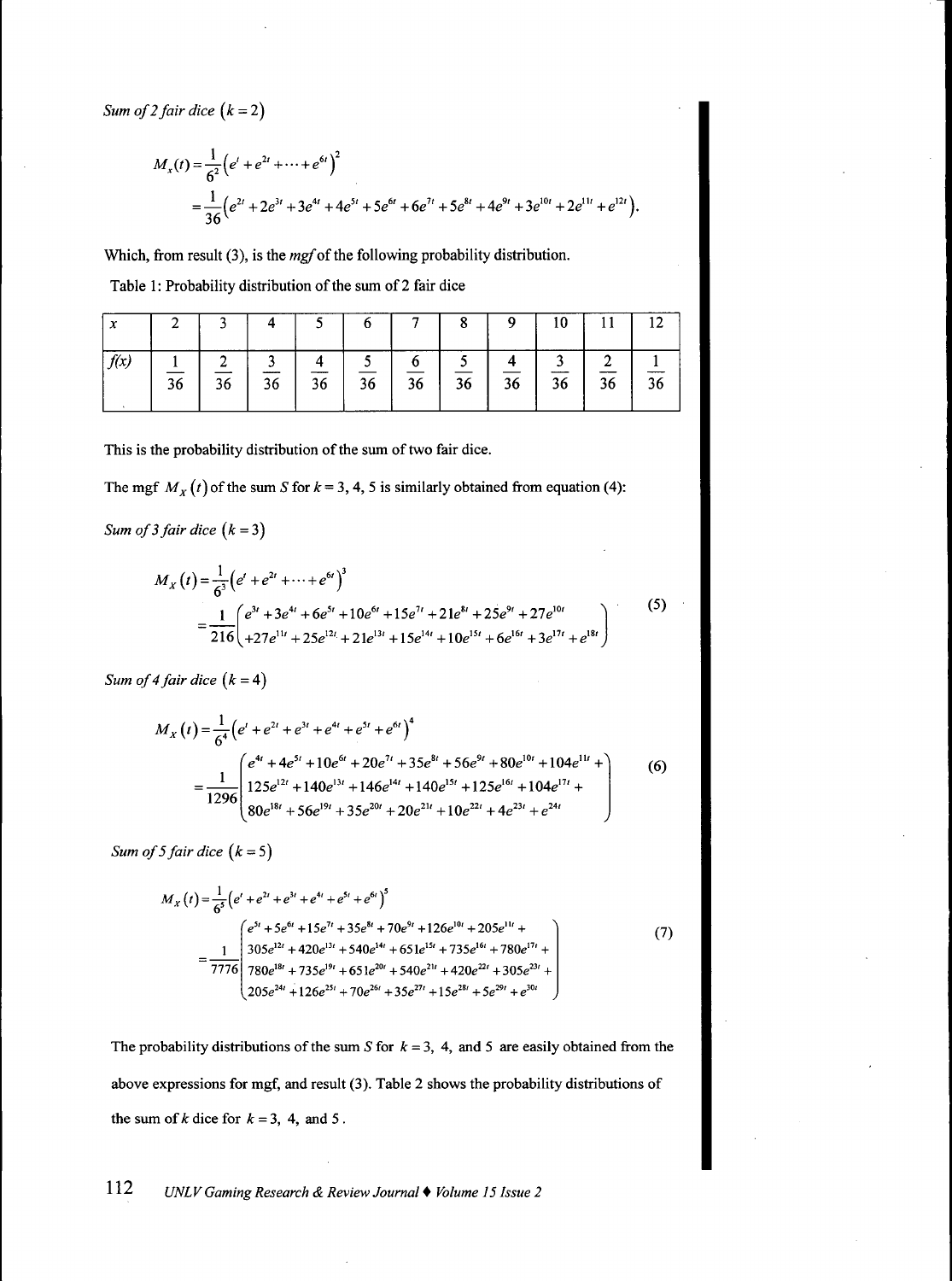*Sum of 2 fair dice* $(k=2)$

$$M_x(t)=\frac{1}{6^2}\left(e^t+e^{2t}+\cdots+e^{6t}\right)^2$$

$$=\frac{1}{36}\left(e^{2t}+2e^{3t}+3e^{4t}+4e^{5t}+5e^{6t}+6e^{7t}+5e^{8t}+4e^{9t}+3e^{10t}+2e^{11t}+e^{12t}\right).$$

Which, from result (3), is the *mgf* of the following probability distribution.

Table 1: Probability distribution of the sum of 2 fair dice

| $x$ | 2 | 3 | 4 | 5 | 6 | 7 | 8 | 9 | 10 | 11 | 12 |
|---|---|---|---|---|---|---|---|---|---|---|---|
| $f(x)$ | $\frac{1}{36}$ | $\frac{2}{36}$ | $\frac{3}{36}$ | $\frac{4}{36}$ | $\frac{5}{36}$ | $\frac{6}{36}$ | $\frac{5}{36}$ | $\frac{4}{36}$ | $\frac{3}{36}$ | $\frac{2}{36}$ | $\frac{1}{36}$ |

This is the probability distribution of the sum of two fair dice.

The mgf $M_X(t)$ of the sum $S$ for $k = 3, 4, 5$ is similarly obtained from equation (4):

*Sum of 3 fair dice* $(k=3)$

$$M_X(t)=\frac{1}{6^3}\left(e^t+e^{2t}+\cdots+e^{6t}\right)^3$$

$$=\frac{1}{216}\begin{pmatrix}e^{3t}+3e^{4t}+6e^{5t}+10e^{6t}+15e^{7t}+21e^{8t}+25e^{9t}+27e^{10t}\\+27e^{11t}+25e^{12t}+21e^{13t}+15e^{14t}+10e^{15t}+6e^{16t}+3e^{17t}+e^{18t}\end{pmatrix} \tag{5}$$

*Sum of 4 fair dice* $(k=4)$

$$M_X(t)=\frac{1}{6^4}\left(e^t+e^{2t}+e^{3t}+e^{4t}+e^{5t}+e^{6t}\right)^4$$

$$=\frac{1}{1296}\begin{pmatrix}e^{4t}+4e^{5t}+10e^{6t}+20e^{7t}+35e^{8t}+56e^{9t}+80e^{10t}+104e^{11t}+\\125e^{12t}+140e^{13t}+146e^{14t}+140e^{15t}+125e^{16t}+104e^{17t}+\\80e^{18t}+56e^{19t}+35e^{20t}+20e^{21t}+10e^{22t}+4e^{23t}+e^{24t}\end{pmatrix} \tag{6}$$

*Sum of 5 fair dice* $(k=5)$

$$M_X(t)=\frac{1}{6^5}\left(e^t+e^{2t}+e^{3t}+e^{4t}+e^{5t}+e^{6t}\right)^5$$

$$=\frac{1}{7776}\begin{pmatrix}e^{5t}+5e^{6t}+15e^{7t}+35e^{8t}+70e^{9t}+126e^{10t}+205e^{11t}+\\305e^{12t}+420e^{13t}+540e^{14t}+651e^{15t}+735e^{16t}+780e^{17t}+\\780e^{18t}+735e^{19t}+651e^{20t}+540e^{21t}+420e^{22t}+305e^{23t}+\\205e^{24t}+126e^{25t}+70e^{26t}+35e^{27t}+15e^{28t}+5e^{29t}+e^{30t}\end{pmatrix} \tag{7}$$

The probability distributions of the sum $S$ for $k = 3$, 4, and 5 are easily obtained from the above expressions for mgf, and result (3). Table 2 shows the probability distributions of the sum of $k$ dice for $k = 3$, 4, and 5.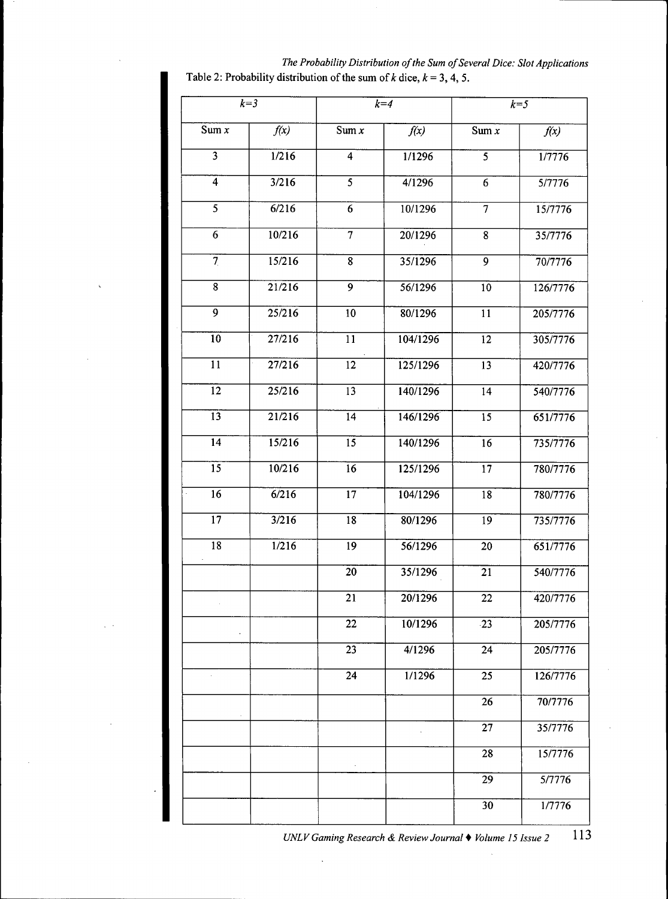Table 2: Probability distribution of the sum of $k$ dice, $k$ = 3, 4, 5.

| $k=3$ | | $k=4$ | | $k=5$ | |
|---|---|---|---|---|---|
| Sum $x$ | $f(x)$ | Sum $x$ | $f(x)$ | Sum $x$ | $f(x)$ |
| 3 | 1/216 | 4 | 1/1296 | 5 | 1/7776 |
| 4 | 3/216 | 5 | 4/1296 | 6 | 5/7776 |
| 5 | 6/216 | 6 | 10/1296 | 7 | 15/7776 |
| 6 | 10/216 | 7 | 20/1296 | 8 | 35/7776 |
| 7 | 15/216 | 8 | 35/1296 | 9 | 70/7776 |
| 8 | 21/216 | 9 | 56/1296 | 10 | 126/7776 |
| 9 | 25/216 | 10 | 80/1296 | 11 | 205/7776 |
| 10 | 27/216 | 11 | 104/1296 | 12 | 305/7776 |
| 11 | 27/216 | 12 | 125/1296 | 13 | 420/7776 |
| 12 | 25/216 | 13 | 140/1296 | 14 | 540/7776 |
| 13 | 21/216 | 14 | 146/1296 | 15 | 651/7776 |
| 14 | 15/216 | 15 | 140/1296 | 16 | 735/7776 |
| 15 | 10/216 | 16 | 125/1296 | 17 | 780/7776 |
| 16 | 6/216 | 17 | 104/1296 | 18 | 780/7776 |
| 17 | 3/216 | 18 | 80/1296 | 19 | 735/7776 |
| 18 | 1/216 | 19 | 56/1296 | 20 | 651/7776 |
| | | 20 | 35/1296 | 21 | 540/7776 |
| | | 21 | 20/1296 | 22 | 420/7776 |
| | | 22 | 10/1296 | 23 | 205/7776 |
| | | 23 | 4/1296 | 24 | 205/7776 |
| | | 24 | 1/1296 | 25 | 126/7776 |
| | | | | 26 | 70/7776 |
| | | | | 27 | 35/7776 |
| | | | | 28 | 15/7776 |
| | | | | 29 | 5/7776 |
| | | | | 30 | 1/7776 |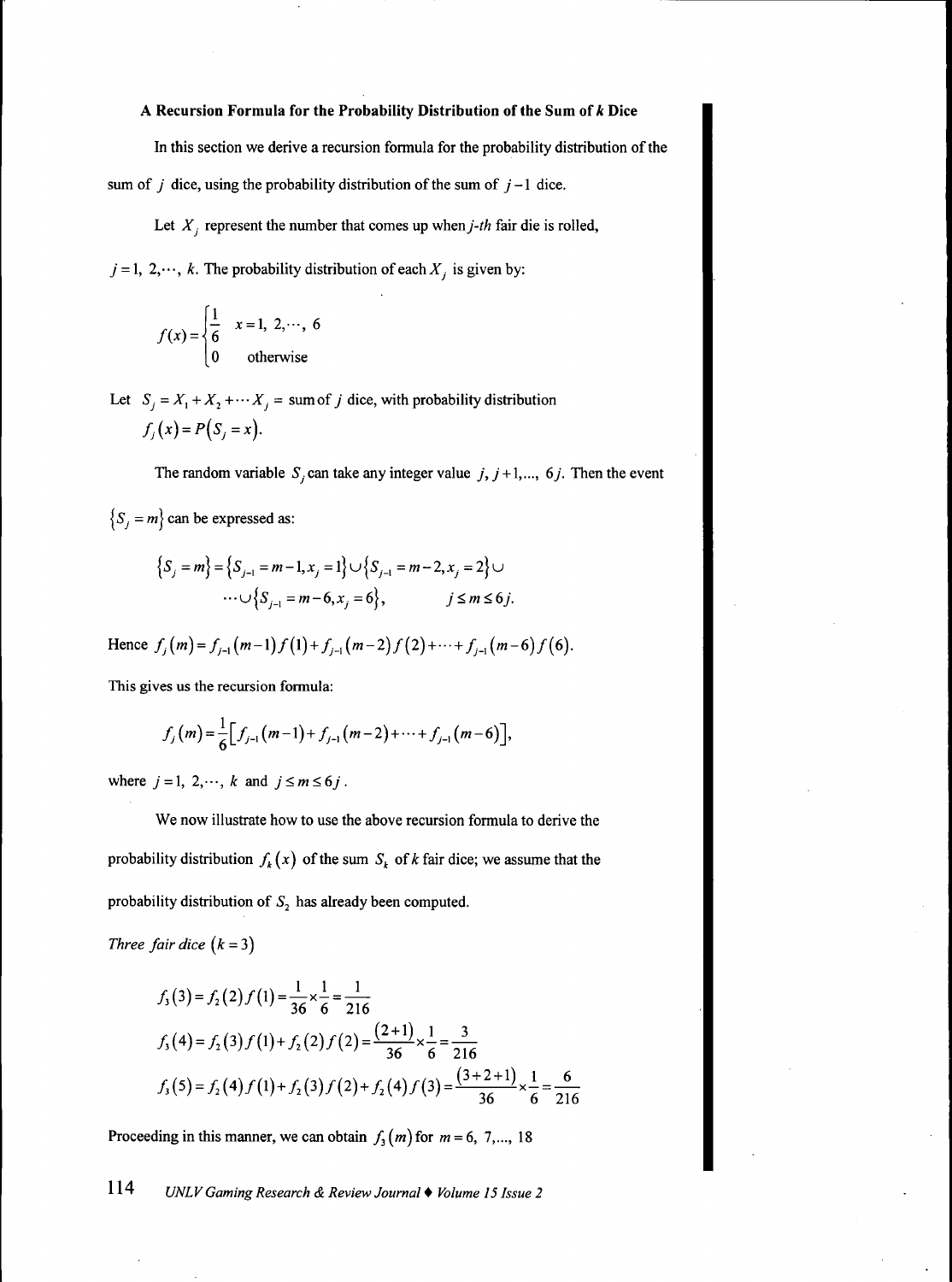### A Recursion Formula for the Probability Distribution of the Sum of $k$ Dice

In this section we derive a recursion formula for the probability distribution of the sum of $j$ dice, using the probability distribution of the sum of $j-1$ dice.

Let $X_j$ represent the number that comes up when $j$-*th* fair die is rolled, $j=1,\ 2,\cdots,\ k$. The probability distribution of each $X_j$ is given by:

$$f(x)=\begin{cases}\frac{1}{6} & x=1,\ 2,\cdots,\ 6\\ 0 & \text{otherwise}\end{cases}$$

Let $S_j = X_1 + X_2 + \cdots X_j =$ sum of $j$ dice, with probability distribution $f_j(x) = P(S_j = x)$.

The random variable $S_j$ can take any integer value $j, j+1,\ldots,\ 6j$. Then the event $\{S_j = m\}$ can be expressed as:

$$\{S_j = m\} = \{S_{j-1} = m-1, x_j = 1\} \cup \{S_{j-1} = m-2, x_j = 2\} \cup \cdots \cup \{S_{j-1} = m-6, x_j = 6\}, \qquad j \le m \le 6j.$$

Hence $f_j(m) = f_{j-1}(m-1)f(1) + f_{j-1}(m-2)f(2) + \cdots + f_{j-1}(m-6)f(6)$.

This gives us the recursion formula:

$$f_j(m) = \frac{1}{6}\left[f_{j-1}(m-1) + f_{j-1}(m-2) + \cdots + f_{j-1}(m-6)\right],$$

where $j=1,\ 2,\cdots,\ k$ and $j \le m \le 6j$.

We now illustrate how to use the above recursion formula to derive the probability distribution $f_k(x)$ of the sum $S_k$ of $k$ fair dice; we assume that the probability distribution of $S_2$ has already been computed.

*Three fair dice* $(k=3)$

$$f_3(3) = f_2(2)f(1) = \frac{1}{36} \times \frac{1}{6} = \frac{1}{216}$$

$$f_3(4) = f_2(3)f(1) + f_2(2)f(2) = \frac{(2+1)}{36} \times \frac{1}{6} = \frac{3}{216}$$

$$f_3(5) = f_2(4)f(1) + f_2(3)f(2) + f_2(4)f(3) = \frac{(3+2+1)}{36} \times \frac{1}{6} = \frac{6}{216}$$

Proceeding in this manner, we can obtain $f_3(m)$ for $m = 6,\ 7,\ldots,\ 18$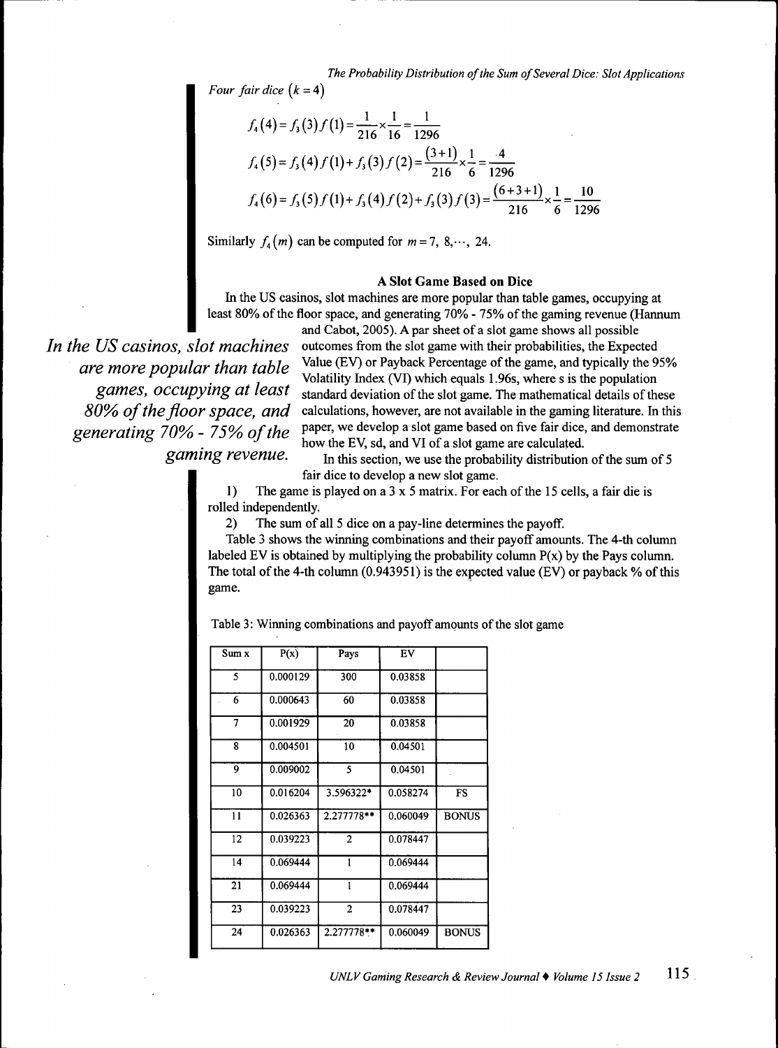*Four fair dice* $(k = 4)$

$$f_4(4) = f_3(3)f(1) = \frac{1}{216} \times \frac{1}{16} = \frac{1}{1296}$$

$$f_4(5) = f_3(4)f(1) + f_3(3)f(2) = \frac{(3+1)}{216} \times \frac{1}{6} = \frac{4}{1296}$$

$$f_4(6) = f_3(5)f(1) + f_3(4)f(2) + f_3(3)f(3) = \frac{(6+3+1)}{216} \times \frac{1}{6} = \frac{10}{1296}$$

Similarly $f_4(m)$ can be computed for $m = 7, 8, \cdots, 24$.

### A Slot Game Based on Dice

In the US casinos, slot machines are more popular than table games, occupying at least 80% of the floor space, and generating 70% - 75% of the gaming revenue (Hannum and Cabot, 2005). A par sheet of a slot game shows all possible outcomes from the slot game with their probabilities, the Expected Value (EV) or Payback Percentage of the game, and typically the 95% Volatility Index (VI) which equals 1.96s, where s is the population standard deviation of the slot game. The mathematical details of these calculations, however, are not available in the gaming literature. In this paper, we develop a slot game based on five fair dice, and demonstrate how the EV, sd, and VI of a slot game are calculated.

*In the US casinos, slot machines are more popular than table games, occupying at least 80% of the floor space, and generating 70% - 75% of the gaming revenue.*

In this section, we use the probability distribution of the sum of 5 fair dice to develop a new slot game.

1) The game is played on a 3 x 5 matrix. For each of the 15 cells, a fair die is rolled independently.

2) The sum of all 5 dice on a pay-line determines the payoff.

Table 3 shows the winning combinations and their payoff amounts. The 4-th column labeled EV is obtained by multiplying the probability column P(x) by the Pays column. The total of the 4-th column (0.943951) is the expected value (EV) or payback % of this game.

Table 3: Winning combinations and payoff amounts of the slot game

| Sum x | P(x) | Pays | EV | |
|---|---|---|---|---|
| 5 | 0.000129 | 300 | 0.03858 | |
| 6 | 0.000643 | 60 | 0.03858 | |
| 7 | 0.001929 | 20 | 0.03858 | |
| 8 | 0.004501 | 10 | 0.04501 | |
| 9 | 0.009002 | 5 | 0.04501 | |
| 10 | 0.016204 | 3.596322* | 0.058274 | FS |
| 11 | 0.026363 | 2.277778** | 0.060049 | BONUS |
| 12 | 0.039223 | 2 | 0.078447 | |
| 14 | 0.069444 | 1 | 0.069444 | |
| 21 | 0.069444 | 1 | 0.069444 | |
| 23 | 0.039223 | 2 | 0.078447 | |
| 24 | 0.026363 | 2.277778** | 0.060049 | BONUS |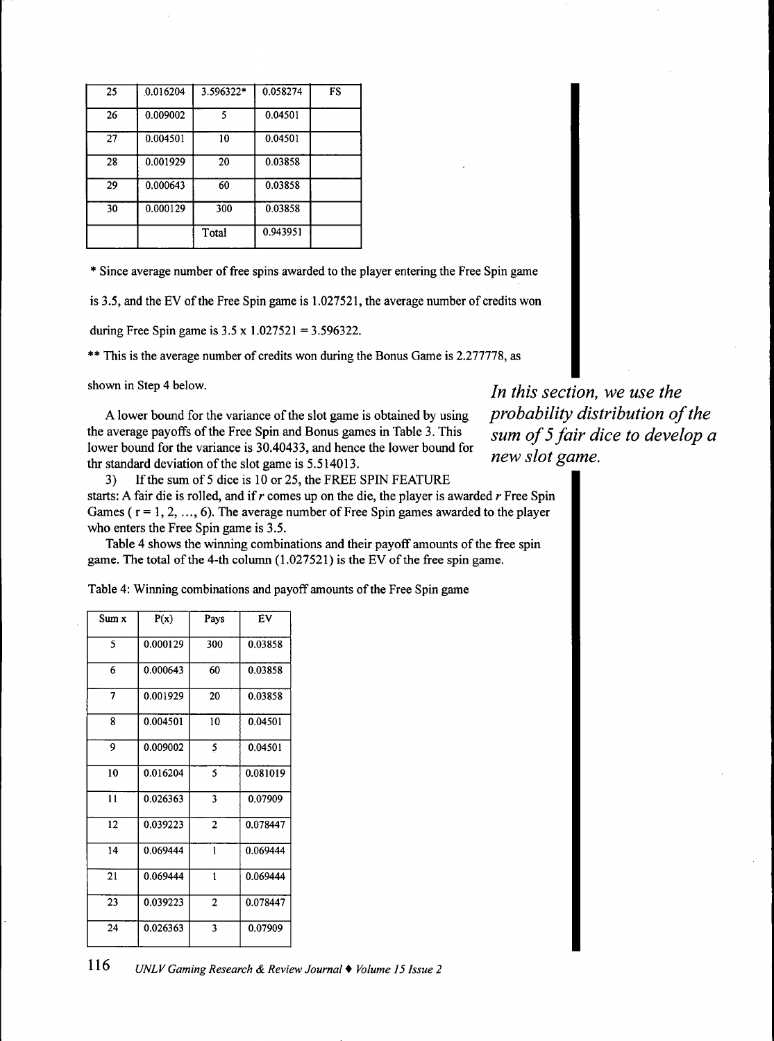| 25 | 0.016204 | 3.596322* | 0.058274 | FS |
|---|---|---|---|---|
| 26 | 0.009002 | 5 | 0.04501 | |
| 27 | 0.004501 | 10 | 0.04501 | |
| 28 | 0.001929 | 20 | 0.03858 | |
| 29 | 0.000643 | 60 | 0.03858 | |
| 30 | 0.000129 | 300 | 0.03858 | |
| | | Total | 0.943951 | |

* Since average number of free spins awarded to the player entering the Free Spin game is 3.5, and the EV of the Free Spin game is 1.027521, the average number of credits won during Free Spin game is 3.5 x 1.027521 = 3.596322.

** This is the average number of credits won during the Bonus Game is 2.277778, as shown in Step 4 below.

*In this section, we use the probability distribution of the sum of 5 fair dice to develop a new slot game.*

A lower bound for the variance of the slot game is obtained by using the average payoffs of the Free Spin and Bonus games in Table 3. This lower bound for the variance is 30.40433, and hence the lower bound for thr standard deviation of the slot game is 5.514013.

3) If the sum of 5 dice is 10 or 25, the FREE SPIN FEATURE starts: A fair die is rolled, and if $r$ comes up on the die, the player is awarded $r$ Free Spin Games ( $r = 1, 2, \ldots, 6$). The average number of Free Spin games awarded to the player who enters the Free Spin game is 3.5.

Table 4 shows the winning combinations and their payoff amounts of the free spin game. The total of the 4-th column (1.027521) is the EV of the free spin game.

Table 4: Winning combinations and payoff amounts of the Free Spin game

| Sum x | P(x) | Pays | EV |
|---|---|---|---|
| 5 | 0.000129 | 300 | 0.03858 |
| 6 | 0.000643 | 60 | 0.03858 |
| 7 | 0.001929 | 20 | 0.03858 |
| 8 | 0.004501 | 10 | 0.04501 |
| 9 | 0.009002 | 5 | 0.04501 |
| 10 | 0.016204 | 5 | 0.081019 |
| 11 | 0.026363 | 3 | 0.07909 |
| 12 | 0.039223 | 2 | 0.078447 |
| 14 | 0.069444 | 1 | 0.069444 |
| 21 | 0.069444 | 1 | 0.069444 |
| 23 | 0.039223 | 2 | 0.078447 |
| 24 | 0.026363 | 3 | 0.07909 |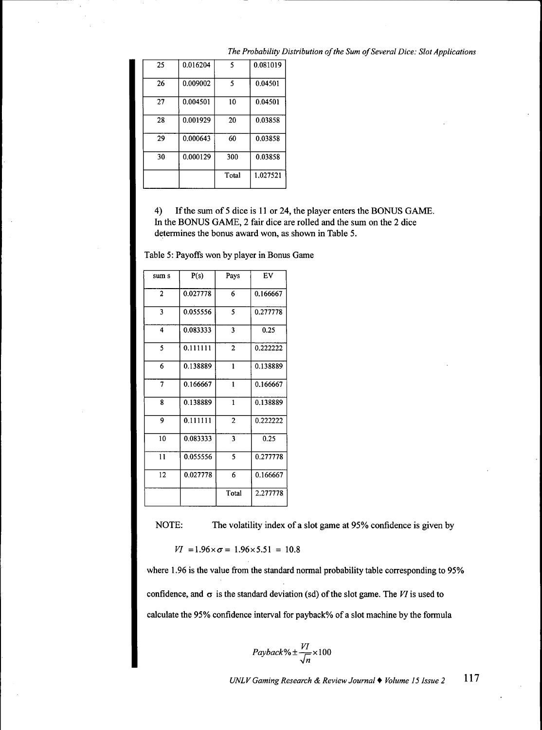| 25 | 0.016204 | 5 | 0.081019 |
|---|---|---|---|
| 26 | 0.009002 | 5 | 0.04501 |
| 27 | 0.004501 | 10 | 0.04501 |
| 28 | 0.001929 | 20 | 0.03858 |
| 29 | 0.000643 | 60 | 0.03858 |
| 30 | 0.000129 | 300 | 0.03858 |
| | | Total | 1.027521 |

4) If the sum of 5 dice is 11 or 24, the player enters the BONUS GAME. In the BONUS GAME, 2 fair dice are rolled and the sum on the 2 dice determines the bonus award won, as shown in Table 5.

Table 5: Payoffs won by player in Bonus Game

| sum s | P(s) | Pays | EV |
|---|---|---|---|
| 2 | 0.027778 | 6 | 0.166667 |
| 3 | 0.055556 | 5 | 0.277778 |
| 4 | 0.083333 | 3 | 0.25 |
| 5 | 0.111111 | 2 | 0.222222 |
| 6 | 0.138889 | 1 | 0.138889 |
| 7 | 0.166667 | 1 | 0.166667 |
| 8 | 0.138889 | 1 | 0.138889 |
| 9 | 0.111111 | 2 | 0.222222 |
| 10 | 0.083333 | 3 | 0.25 |
| 11 | 0.055556 | 5 | 0.277778 |
| 12 | 0.027778 | 6 | 0.166667 |
| | | Total | 2.277778 |

NOTE: The volatility index of a slot game at 95% confidence is given by

$$VI = 1.96 \times \sigma = 1.96 \times 5.51 = 10.8$$

where 1.96 is the value from the standard normal probability table corresponding to 95% confidence, and $\sigma$ is the standard deviation (sd) of the slot game. The $VI$ is used to calculate the 95% confidence interval for payback% of a slot machine by the formula

$$Payback\% \pm \frac{VI}{\sqrt{n}} \times 100$$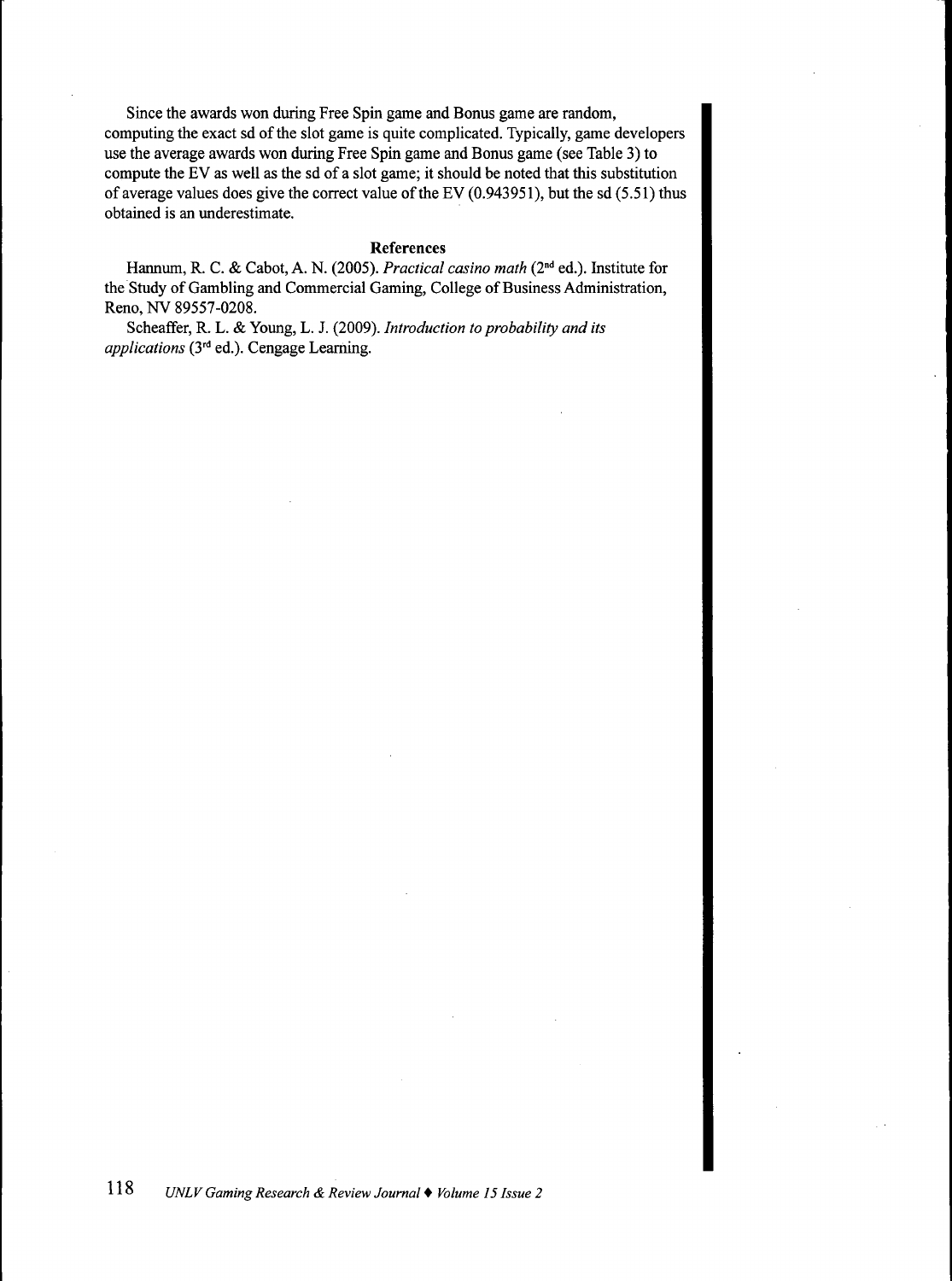Since the awards won during Free Spin game and Bonus game are random, computing the exact sd of the slot game is quite complicated. Typically, game developers use the average awards won during Free Spin game and Bonus game (see Table 3) to compute the EV as well as the sd of a slot game; it should be noted that this substitution of average values does give the correct value of the EV (0.943951), but the sd (5.51) thus obtained is an underestimate.

## References

Hannum, R. C. & Cabot, A. N. (2005). *Practical casino math* (2nd ed.). Institute for the Study of Gambling and Commercial Gaming, College of Business Administration, Reno, NV 89557-0208.

Scheaffer, R. L. & Young, L. J. (2009). *Introduction to probability and its applications* (3rd ed.). Cengage Learning.